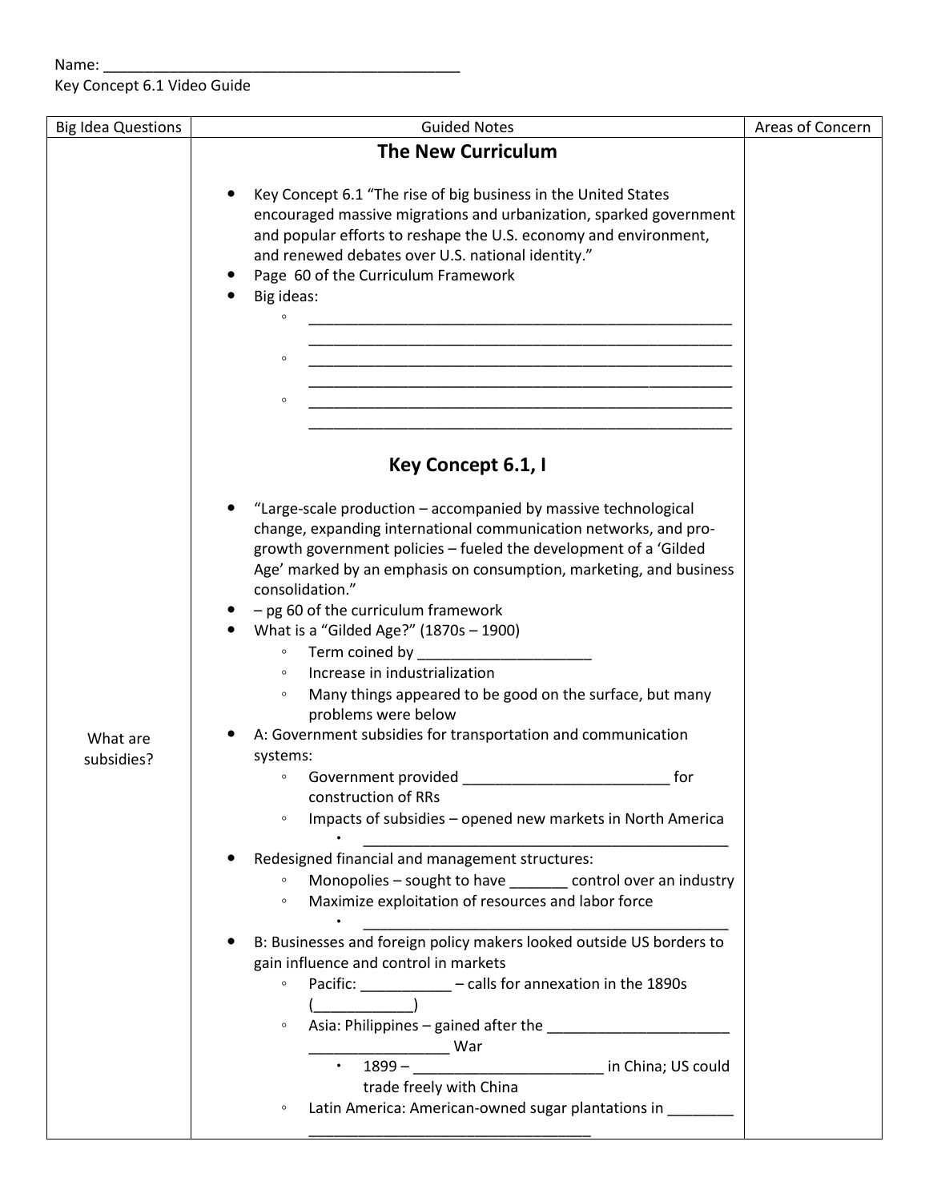Name: ____________________________________________

Key Concept 6.1 Video Guide

| Big Idea Questions | Guided Notes | Areas of Concern |
|---|---|---|
| | **The New Curriculum**<br><br>• Key Concept 6.1 "The rise of big business in the United States encouraged massive migrations and urbanization, sparked government and popular efforts to reshape the U.S. economy and environment, and renewed debates over U.S. national identity."<br>• Page 60 of the Curriculum Framework<br>• Big ideas:<br>  ◦ ________________________________________________<br>  ◦ ________________________________________________<br>  ◦ ________________________________________________ | |
| What are subsidies? | **Key Concept 6.1, I**<br><br>• "Large-scale production – accompanied by massive technological change, expanding international communication networks, and pro-growth government policies – fueled the development of a 'Gilded Age' marked by an emphasis on consumption, marketing, and business consolidation."<br>• – pg 60 of the curriculum framework<br>• What is a "Gilded Age?" (1870s – 1900)<br>  ◦ Term coined by ____________________<br>  ◦ Increase in industrialization<br>  ◦ Many things appeared to be good on the surface, but many problems were below<br>• A: Government subsidies for transportation and communication systems:<br>  ◦ Government provided ________________________ for construction of RRs<br>  ◦ Impacts of subsidies – opened new markets in North America<br>    ▪ ____________________________________________<br>• Redesigned financial and management structures:<br>  ◦ Monopolies – sought to have _______ control over an industry<br>  ◦ Maximize exploitation of resources and labor force<br>    ▪ ____________________________________________<br>• B: Businesses and foreign policy makers looked outside US borders to gain influence and control in markets<br>  ◦ Pacific: ___________ – calls for annexation in the 1890s (____________)<br>  ◦ Asia: Philippines – gained after the ______________________ _________________ War<br>    ▪ 1899 – ______________________ in China; US could trade freely with China<br>  ◦ Latin America: American-owned sugar plantations in ________ ___________________________________ | |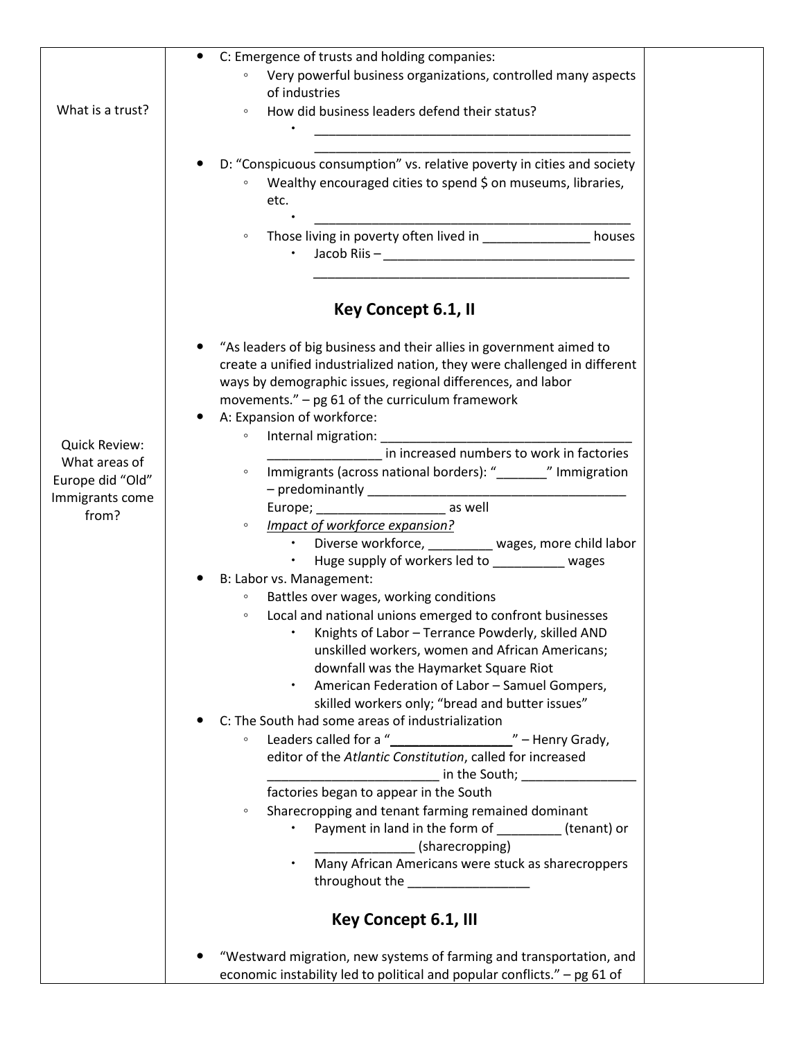| | | |
|---|---|---|
| What is a trust? | • C: Emergence of trusts and holding companies:<br>◦ Very powerful business organizations, controlled many aspects of industries<br>◦ How did business leaders defend their status?<br>▪ ______________________________________________ ______________________________________________<br>• D: "Conspicuous consumption" vs. relative poverty in cities and society<br>◦ Wealthy encouraged cities to spend $ on museums, libraries, etc.<br>▪ ______________________________________________<br>◦ Those living in poverty often lived in _______________ houses<br>▪ Jacob Riis – ____________________________________ ______________________________________________ | |
| | **Key Concept 6.1, II** | |
| Quick Review: What areas of Europe did "Old" Immigrants come from? | • "As leaders of big business and their allies in government aimed to create a unified industrialized nation, they were challenged in different ways by demographic issues, regional differences, and labor movements." – pg 61 of the curriculum framework<br>• A: Expansion of workforce:<br>◦ Internal migration: ____________________________________ ________________ in increased numbers to work in factories<br>◦ Immigrants (across national borders): "_______" Immigration – predominantly ____________________________________ Europe; __________________ as well<br>◦ *Impact of workforce expansion?*<br>▪ Diverse workforce, _________ wages, more child labor<br>▪ Huge supply of workers led to __________ wages<br>• B: Labor vs. Management:<br>◦ Battles over wages, working conditions<br>◦ Local and national unions emerged to confront businesses<br>▪ Knights of Labor – Terrance Powderly, skilled AND unskilled workers, women and African Americans; downfall was the Haymarket Square Riot<br>▪ American Federation of Labor – Samuel Gompers, skilled workers only; "bread and butter issues"<br>• C: The South had some areas of industrialization<br>◦ Leaders called for a "_________________" – Henry Grady, editor of the *Atlantic Constitution*, called for increased ________________________ in the South; ________________ factories began to appear in the South<br>◦ Sharecropping and tenant farming remained dominant<br>▪ Payment in land in the form of _________ (tenant) or ______________ (sharecropping)<br>▪ Many African Americans were stuck as sharecroppers throughout the _________________ | |
| | **Key Concept 6.1, III** | |
| | • "Westward migration, new systems of farming and transportation, and economic instability led to political and popular conflicts." – pg 61 of | |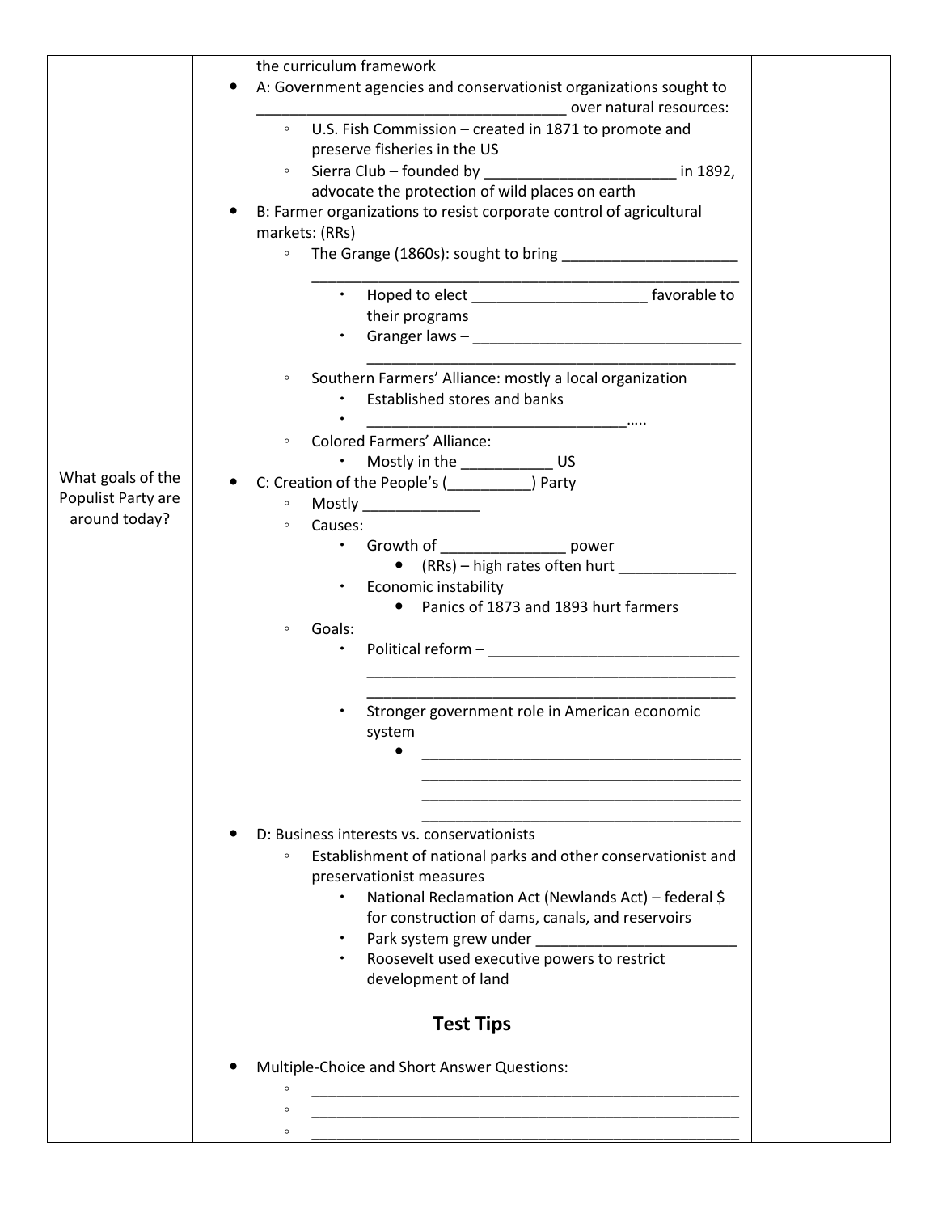| | | |
|---|---|---|
| What goals of the Populist Party are around today? | the curriculum framework<br>• A: Government agencies and conservationist organizations sought to ____________________________________ over natural resources:<br>  ◦ U.S. Fish Commission – created in 1871 to promote and preserve fisheries in the US<br>  ◦ Sierra Club – founded by ______________________ in 1892, advocate the protection of wild places on earth<br>• B: Farmer organizations to resist corporate control of agricultural markets: (RRs)<br>  ◦ The Grange (1860s): sought to bring _____________________ ____________________________________________________<br>    ▪ Hoped to elect _____________________ favorable to their programs<br>    ▪ Granger laws – _________________________________ ___________________________________________<br>  ◦ Southern Farmers' Alliance: mostly a local organization<br>    ▪ Established stores and banks<br>    ▪ ______________________________.....<br>  ◦ Colored Farmers' Alliance:<br>    ▪ Mostly in the ___________ US<br>• C: Creation of the People's (__________) Party<br>  ◦ Mostly ______________<br>  ◦ Causes:<br>    ▪ Growth of _______________ power<br>      • (RRs) – high rates often hurt ______________<br>    ▪ Economic instability<br>      • Panics of 1873 and 1893 hurt farmers<br>  ◦ Goals:<br>    ▪ Political reform – ______________________________ _____________________________________________ _____________________________________________<br>    ▪ Stronger government role in American economic system<br>      • ________________________________________ ________________________________________ ________________________________________ ________________________________________<br>• D: Business interests vs. conservationists<br>  ◦ Establishment of national parks and other conservationist and preservationist measures<br>    ▪ National Reclamation Act (Newlands Act) – federal $ for construction of dams, canals, and reservoirs<br>    ▪ Park system grew under ________________________<br>    ▪ Roosevelt used executive powers to restrict development of land<br><br>**Test Tips**<br><br>• Multiple-Choice and Short Answer Questions:<br>  ◦ ____________________________________________________<br>  ◦ ____________________________________________________<br>  ◦ ____________________________________________________ | |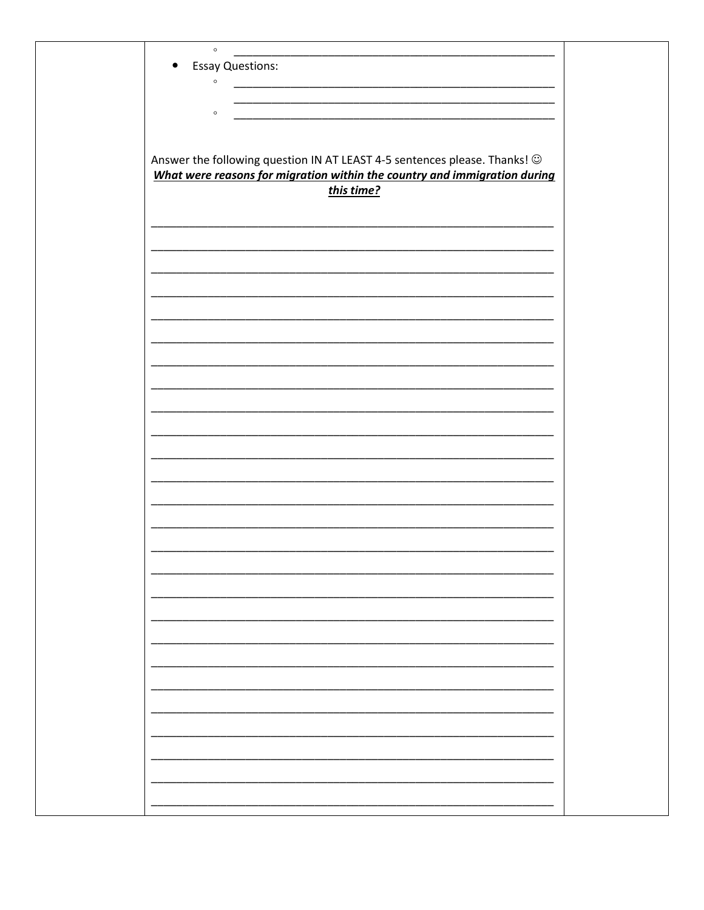- Essay Questions:

Answer the following question IN AT LEAST 4-5 sentences please. Thanks! ☺

***What were reasons for migration within the country and immigration during this time?***